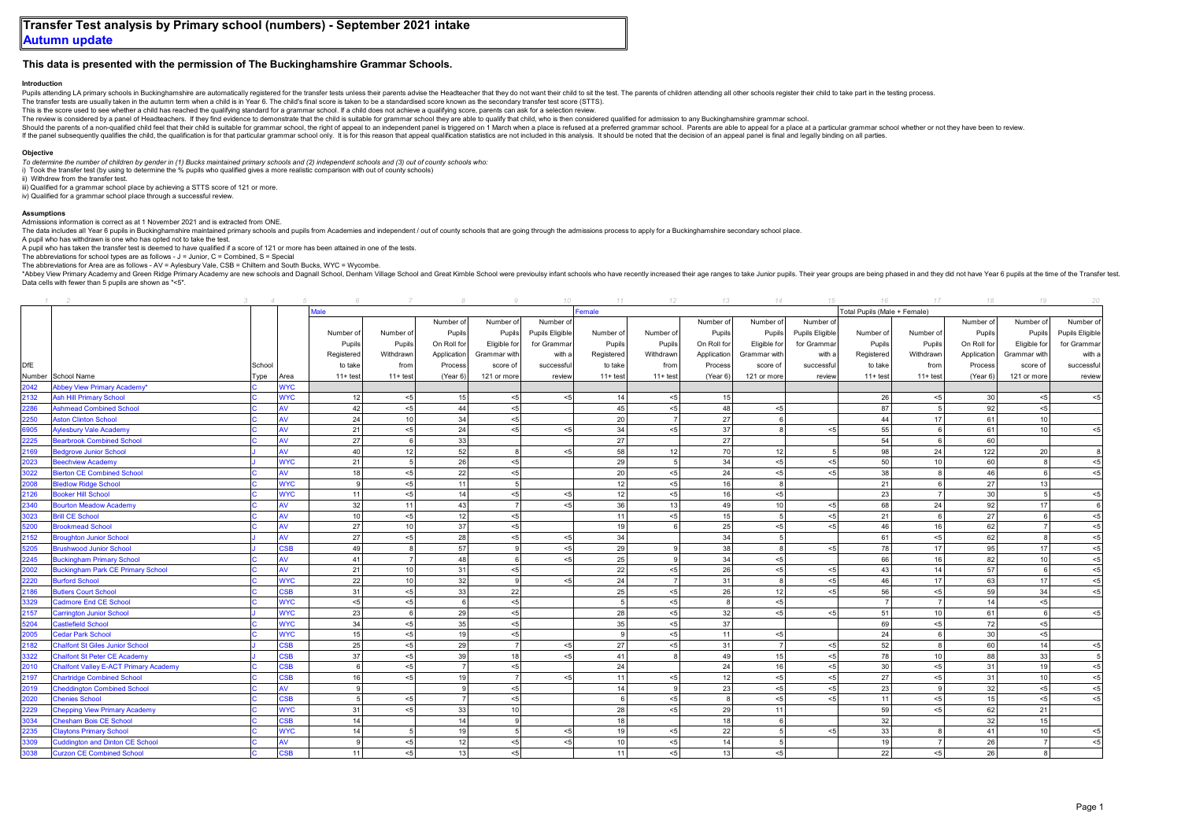# Transfer Test analysis by Primary school (numbers) - September 2021 intake

## Autumn update

### This data is presented with the permission of The Buckinghamshire Grammar Schools.

**Introduction**

Pupils attending LA primary schools in Buckinghamshire are automatically registered for the transfer tests unless their parents advise the Headteacher that they do not want their child to sit the test. The parents of children attending all other schools register their child to take part in the testing process.
The transfer tests are usually taken in the autumn term when a child is in Year 6. The child's final score is taken to be a standardised score known as the secondary transfer test score (STTS).
This is the score used to see whether a child has reached the qualifying standard for a grammar school. If a child does not achieve a qualifying score, parents can ask for a selection review.
The review is considered by a panel of Headteachers. If they find evidence to demonstrate that the child is suitable for grammar school they are able to qualify that child, who is then considered qualified for admission to any Buckinghamshire grammar school.
Should the parents of a non-qualified child feel that their child is suitable for grammar school, the right of appeal to an independent panel is triggered on 1 March when a place is refused at a preferred grammar school. Parents are able to appeal for a place at a particular grammar school whether or not they have been to review.
If the panel subsequently qualifies the child, the qualification is for that particular grammar school only. It is for this reason that appeal qualification statistics are not included in this analysis. It should be noted that the decision of an appeal panel is final and legally binding on all parties.

**Objective**

*To determine the number of children by gender in (1) Bucks maintained primary schools (2) independent schools and (3) out of county schools who:*
i) Took the transfer test (by using to determine the % pupils who qualified gives a more realistic comparison with out of county schools)
ii) Withdrew from the transfer test.
iii) Qualified for a grammar school place by achieving a STTS score of 121 or more.
iv) Qualified for a grammar school place through a successful review.

**Assumptions**

Admissions information is correct as at 1 November 2021 and is extracted from ONE.
The data includes all Year 6 pupils in Buckinghamshire maintained primary schools and pupils from Academies and independent / out of county schools that are going through the admissions process to apply for a Buckinghamshire secondary school place.
A pupil who has withdrawn is one who has opted not to take the test.
A pupil who has taken the transfer test is deemed to have qualified if a score of 121 or more has been attained in one of the tests.
The abbreviations for school types are as follows - J = Junior, C = Combined, S = Special
The abbreviations for Area are as follows - AV = Aylesbury Vale, CSB = Chiltern and South Bucks, WYC = Wycombe.
*Abbey View Primary Academy and Green Ridge Primary Academy are new schools and Dagnall School, Denham Village School and Great Kimble School were previously infant schools who have recently increased their age ranges to take Junior pupils. Their year groups are being phased in and they did not have Year 6 pupils at the time of the Transfer test.
Data cells with fewer than 5 pupils are shown as "<5".

| 1 | 2 | 3 | 4 | 5 | 6 | 7 | 8 | 9 | 10 | 11 | 12 | 13 | 14 | 15 | 16 | 17 | 18 | 19 | 20 |
|---|---|---|---|---|---|---|---|---|---|---|---|---|---|---|---|---|---|---|---|
| | | | | | Male | | | | | Female | | | | | Total Pupils (Male + Female) | | | | |
| DfE Number | School Name | School Type | Area | | Number of Pupils Registered to take 11+ test | Number of Pupils Withdrawn from 11+ test | Number of On Roll for Application Process (Year 6) | Number of Pupils Eligible for Grammar with score of 121 or more | Number of Pupils Eligible for Grammar with a successful review | Number of Pupils Registered to take 11+ test | Number of Pupils Withdrawn from 11+ test | Number of On Roll for Application Process (Year 6) | Number of Pupils Eligible for Grammar with score of 121 or more | Number of Pupils Eligible for Grammar with a successful review | Number of Pupils Registered to take 11+ test | Number of Pupils Withdrawn from 11+ test | Number of On Roll for Application Process (Year 6) | Number of Pupils Eligible for Grammar with score of 121 or more | Number of Pupils Eligible for Grammar with a successful review |
| 2042 | Abbey View Primary Academy* | C | WYC | | | | | | | | | | | | | | | | |
| 2132 | Ash Hill Primary School | C | WYC | | 12 | <5 | 15 | <5 | <5 | 14 | <5 | 15 | | | 26 | <5 | 30 | <5 | <5 |
| 2286 | Ashmead Combined School | C | AV | | 42 | <5 | 44 | <5 | | 45 | <5 | 48 | <5 | | 87 | 5 | 92 | <5 | |
| 2250 | Aston Clinton School | C | AV | | 24 | 10 | 34 | <5 | | 20 | 7 | 27 | 6 | | 44 | 17 | 61 | 10 | |
| 6905 | Aylesbury Vale Academy | C | AV | | 21 | <5 | 24 | <5 | <5 | 34 | <5 | 37 | 8 | <5 | 55 | 6 | 61 | 10 | <5 |
| 2225 | Bearbrook Combined School | C | AV | | 27 | 6 | 33 | | | 27 | | 27 | | | 54 | 6 | 60 | | |
| 2169 | Bedgrove Junior School | J | AV | | 40 | 12 | 52 | 8 | <5 | 58 | 12 | 70 | 12 | 5 | 98 | 24 | 122 | 20 | 8 |
| 2023 | Beechview Academy | J | WYC | | 21 | 5 | 26 | <5 | | 29 | 5 | 34 | <5 | <5 | 50 | 10 | 60 | 8 | <5 |
| 3022 | Bierton CE Combined School | C | AV | | 18 | <5 | 22 | <5 | | 20 | <5 | 24 | <5 | <5 | 38 | 8 | 46 | 6 | <5 |
| 2008 | Bledlow Ridge School | C | WYC | | 9 | <5 | 11 | 5 | | 12 | <5 | 16 | 8 | | 21 | 6 | 27 | 13 | |
| 2126 | Booker Hill School | C | WYC | | 11 | <5 | 14 | <5 | <5 | 12 | <5 | 16 | <5 | | 23 | 7 | 30 | 5 | <5 |
| 2340 | Bourton Meadow Academy | C | AV | | 32 | 11 | 43 | 7 | <5 | 36 | 13 | 49 | 10 | <5 | 68 | 24 | 92 | 17 | 6 |
| 3023 | Brill CE School | C | AV | | 10 | <5 | 12 | <5 | | 11 | <5 | 15 | 5 | <5 | 21 | 6 | 27 | 6 | <5 |
| 5200 | Brookmead School | C | AV | | 27 | 10 | 37 | <5 | | 19 | 6 | 25 | <5 | <5 | 46 | 16 | 62 | 7 | <5 |
| 2152 | Broughton Junior School | J | AV | | 27 | <5 | 28 | <5 | <5 | 34 | | 34 | 5 | | 61 | <5 | 62 | 8 | <5 |
| 5205 | Brushwood Junior School | J | CSB | | 49 | 8 | 57 | 9 | <5 | 29 | 9 | 38 | 8 | <5 | 78 | 17 | 95 | 17 | <5 |
| 2245 | Buckingham Primary School | C | AV | | 41 | 7 | 48 | 6 | <5 | 25 | 9 | 34 | <5 | | 66 | 16 | 82 | 10 | <5 |
| 2002 | Buckingham Park CE Primary School | C | AV | | 21 | 10 | 31 | <5 | | 22 | <5 | 26 | <5 | <5 | 43 | 14 | 57 | 6 | <5 |
| 2220 | Burford School | C | WYC | | 22 | 10 | 32 | 9 | <5 | 24 | 7 | 31 | 8 | <5 | 46 | 17 | 63 | 17 | <5 |
| 2186 | Butlers Court School | C | CSB | | 31 | <5 | 33 | 22 | | 25 | <5 | 26 | 12 | <5 | 56 | <5 | 59 | 34 | <5 |
| 3329 | Cadmore End CE School | C | WYC | | <5 | <5 | 6 | <5 | | 5 | <5 | 8 | <5 | | 7 | 7 | 14 | <5 | |
| 2157 | Carrington Junior School | J | WYC | | 23 | 6 | 29 | <5 | | 28 | <5 | 32 | <5 | <5 | 51 | 10 | 61 | 6 | <5 |
| 5204 | Castlefield School | C | WYC | | 34 | <5 | 35 | <5 | | 35 | <5 | 37 | | | 69 | <5 | 72 | <5 | |
| 2005 | Cedar Park School | C | WYC | | 15 | <5 | 19 | <5 | | 9 | <5 | 11 | <5 | | 24 | 6 | 30 | <5 | |
| 2182 | Chalfont St Giles Junior School | J | CSB | | 25 | <5 | 29 | 7 | <5 | 27 | <5 | 31 | 7 | <5 | 52 | 8 | 60 | 14 | <5 |
| 3322 | Chalfont St Peter CE Academy | J | CSB | | 37 | <5 | 39 | 18 | <5 | 41 | 8 | 49 | 15 | <5 | 78 | 10 | 88 | 33 | 5 |
| 2010 | Chalfont Valley E-ACT Primary Academy | C | CSB | | 6 | <5 | 7 | <5 | | 24 | | 24 | 16 | <5 | 30 | <5 | 31 | 19 | <5 |
| 2197 | Chartridge Combined School | C | CSB | | 16 | <5 | 19 | 7 | <5 | 11 | <5 | 12 | <5 | <5 | 27 | <5 | 31 | 10 | <5 |
| 2019 | Cheddington Combined School | C | AV | | 9 | | 9 | <5 | | 14 | 9 | 23 | <5 | <5 | 23 | 9 | 32 | <5 | <5 |
| 2020 | Chenies School | C | CSB | | 5 | <5 | 7 | <5 | | 6 | <5 | 8 | <5 | <5 | 11 | <5 | 15 | <5 | <5 |
| 2229 | Chepping View Primary Academy | C | WYC | | 31 | <5 | 33 | 10 | | 28 | <5 | 29 | 11 | | 59 | <5 | 62 | 21 | |
| 3034 | Chesham Bois CE School | C | CSB | | 14 | | 14 | 9 | | 18 | | 18 | 6 | | 32 | | 32 | 15 | |
| 2235 | Claytons Primary School | C | WYC | | 14 | 5 | 19 | 5 | <5 | 19 | <5 | 22 | 5 | <5 | 33 | 8 | 41 | 10 | <5 |
| 3309 | Cuddington and Dinton CE School | C | AV | | 9 | <5 | 12 | <5 | <5 | 10 | <5 | 14 | 5 | | 19 | 7 | 26 | 7 | <5 |
| 3038 | Curzon CE Combined School | C | CSB | | 11 | <5 | 13 | <5 | | 11 | <5 | 13 | <5 | | 22 | <5 | 26 | 8 | |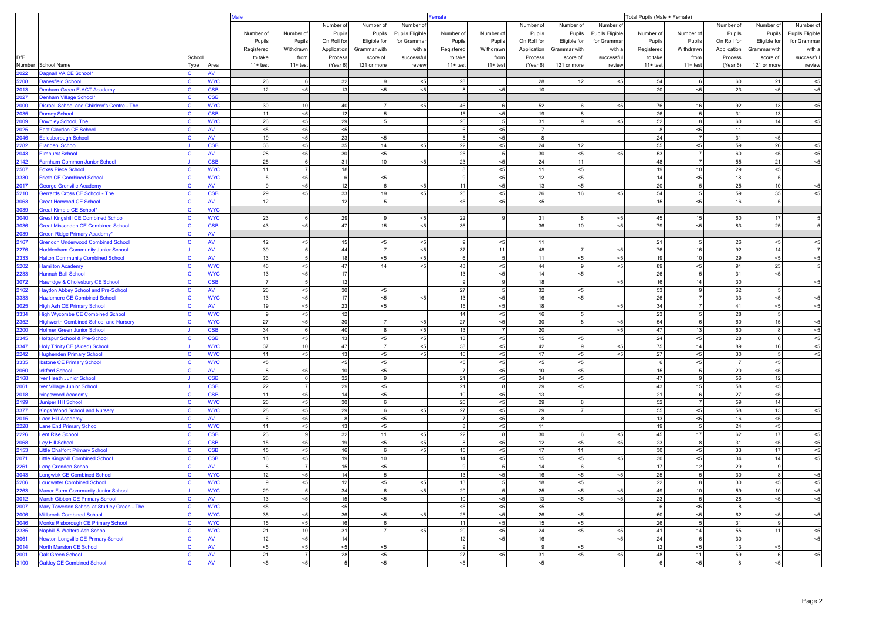| DfE Number | School Name | School Type | Area | Male | | | | | Female | | | | | Total Pupils (Male + Female) | | | | |
|---|---|---|---|---|---|---|---|---|---|---|---|---|---|---|---|---|---|---|
| | | | | Number of Pupils Registered to take 11+ test | Number of Pupils Withdrawn from 11+ test | Number of On Roll for Application Process (Year 6) | Number of Pupils Eligible for Grammar with score of 121 or more | Number of Pupils Eligible for Grammar with a successful review | Number of Pupils Registered to take 11+ test | Number of Pupils Withdrawn from 11+ test | Number of On Roll for Application Process (Year 6) | Number of Pupils Eligible for Grammar with score of 121 or more | Number of Pupils Eligible for Grammar with a successful review | Number of Pupils Registered to take 11+ test | Number of Pupils Withdrawn from 11+ test | Number of On Roll for Application Process (Year 6) | Number of Pupils Eligible for Grammar with score of 121 or more | Number of Pupils Eligible for Grammar with a successful review |
| 2022 | Dagnall VA CE School* | C | AV | | | | | | | | | | | | | | | |
| 5208 | Danesfield School | C | WYC | 26 | 6 | 32 | 9 | <5 | 28 | | 28 | 12 | <5 | 54 | 6 | 60 | 21 | <5 |
| 2013 | Denham Green E-ACT Academy | C | CSB | 12 | <5 | 13 | <5 | <5 | 8 | <5 | 10 | | | 20 | <5 | 23 | <5 | <5 |
| 2027 | Denham Village School* | C | CSB | | | | | | | | | | | | | | | |
| 2000 | Disraeli School and Children's Centre - The | C | WYC | 30 | 10 | 40 | 7 | <5 | 46 | 6 | 52 | 6 | <5 | 76 | 16 | 92 | 13 | <5 |
| 2035 | Dorney School | C | CSB | 11 | <5 | 12 | 5 | | 15 | <5 | 19 | 8 | | 26 | 5 | 31 | 13 | |
| 2009 | Downley School, The | C | WYC | 26 | <5 | 29 | 5 | | 26 | 5 | 31 | 9 | <5 | 52 | 8 | 60 | 14 | <5 |
| 2025 | East Claydon CE School | C | AV | <5 | <5 | <5 | | | 6 | <5 | 7 | | | 8 | <5 | 11 | | |
| 2046 | Edlesborough School | C | AV | 19 | <5 | 23 | <5 | | 5 | <5 | 8 | | | 24 | 7 | 31 | <5 | |
| 2282 | Elangeni School | J | CSB | 33 | <5 | 35 | 14 | <5 | 22 | <5 | 24 | 12 | | 55 | <5 | 59 | 26 | <5 |
| 2043 | Elmhurst School | C | AV | 28 | <5 | 30 | <5 | | 25 | 5 | 30 | <5 | <5 | 53 | 7 | 60 | <5 | <5 |
| 2142 | Farnham Common Junior School | J | CSB | 25 | 6 | 31 | 10 | <5 | 23 | <5 | 24 | 11 | | 48 | 7 | 55 | 21 | <5 |
| 2507 | Foxes Piece School | C | WYC | 11 | 7 | 18 | | | 8 | <5 | 11 | <5 | | 19 | 10 | 29 | <5 | |
| 3330 | Frieth CE Combined School | C | WYC | 5 | <5 | 6 | <5 | | 9 | <5 | 12 | <5 | | 14 | <5 | 18 | 5 | |
| 2017 | George Grenville Academy | C | AV | 9 | <5 | 12 | 6 | <5 | 11 | <5 | 13 | <5 | | 20 | 5 | 25 | 10 | <5 |
| 5210 | Gerrards Cross CE School - The | C | CSB | 29 | <5 | 33 | 19 | <5 | 25 | <5 | 26 | 16 | <5 | 54 | 5 | 59 | 35 | <5 |
| 3063 | Great Horwood CE School | C | AV | 12 | | 12 | 5 | | <5 | <5 | <5 | | | 15 | <5 | 16 | 5 | |
| 3039 | Great Kimble CE School* | C | WYC | | | | | | | | | | | | | | | |
| 3040 | Great Kingshill CE Combined School | C | WYC | 23 | 6 | 29 | 9 | <5 | 22 | 9 | 31 | 8 | <5 | 45 | 15 | 60 | 17 | 5 |
| 3036 | Great Missenden CE Combined School | C | CSB | 43 | <5 | 47 | 15 | <5 | 36 | | 36 | 10 | <5 | 79 | <5 | 83 | 25 | 5 |
| 2039 | Green Ridge Primary Academy* | C | AV | | | | | | | | | | | | | | | |
| 2167 | Grendon Underwood Combined School | C | AV | 12 | <5 | 15 | <5 | <5 | 9 | <5 | 11 | | | 21 | 5 | 26 | <5 | <5 |
| 2276 | Haddenham Community Junior School | J | AV | 39 | 5 | 44 | 7 | <5 | 37 | 11 | 48 | 7 | <5 | 76 | 16 | 92 | 14 | 7 |
| 2333 | Halton Community Combined School | C | AV | 13 | 5 | 18 | <5 | <5 | 6 | 5 | 11 | <5 | <5 | 19 | 10 | 29 | <5 | <5 |
| 5202 | Hamilton Academy | C | WYC | 46 | <5 | 47 | 14 | <5 | 43 | <5 | 44 | 9 | <5 | 89 | <5 | 91 | 23 | 5 |
| 2233 | Hannah Ball School | C | WYC | 13 | <5 | 17 | | | 13 | <5 | 14 | <5 | | 26 | 5 | 31 | <5 | |
| 3072 | Hawridge & Cholesbury CE School | C | CSB | 7 | 5 | 12 | | | 9 | 9 | 18 | | <5 | 16 | 14 | 30 | | <5 |
| 2162 | Haydon Abbey School and Pre-School | C | AV | 26 | <5 | 30 | <5 | | 27 | 5 | 32 | <5 | | 53 | 9 | 62 | 5 | |
| 3333 | Hazlemere CE Combined School | C | WYC | 13 | <5 | 17 | <5 | <5 | 13 | <5 | 16 | <5 | | 26 | 7 | 33 | <5 | <5 |
| 3025 | High Ash CE Primary School | C | AV | 19 | <5 | 23 | <5 | | 15 | <5 | 18 | | <5 | 34 | 7 | 41 | <5 | <5 |
| 3334 | High Wycombe CE Combined School | C | WYC | 9 | <5 | 12 | | | 14 | <5 | 16 | 5 | | 23 | 5 | 28 | 5 | |
| 2352 | Highworth Combined School and Nursery | C | WYC | 27 | <5 | 30 | 7 | <5 | 27 | <5 | 30 | 8 | <5 | 54 | 6 | 60 | 15 | <5 |
| 2200 | Holmer Green Junior School | J | CSB | 34 | 6 | 40 | 8 | <5 | 13 | 7 | 20 | | <5 | 47 | 13 | 60 | 8 | <5 |
| 2345 | Holtspur School & Pre-School | C | CSB | 11 | <5 | 13 | <5 | <5 | 13 | <5 | 15 | <5 | | 24 | <5 | 28 | 6 | <5 |
| 3347 | Holy Trinity CE (Aided) School | J | WYC | 37 | 10 | 47 | 7 | <5 | 38 | <5 | 42 | 9 | <5 | 75 | 14 | 89 | 16 | <5 |
| 2242 | Hughenden Primary School | C | WYC | 11 | <5 | 13 | <5 | <5 | 16 | <5 | 17 | <5 | <5 | 27 | <5 | 30 | 5 | <5 |
| 3335 | Ibstone CE Primary School | C | WYC | <5 | | <5 | <5 | | <5 | <5 | <5 | <5 | | 6 | <5 | 7 | <5 | |
| 2060 | Ickford School | C | AV | 8 | <5 | 10 | <5 | | 7 | <5 | 10 | <5 | | 15 | 5 | 20 | <5 | |
| 2168 | Iver Heath Junior School | J | CSB | 26 | 6 | 32 | 9 | | 21 | <5 | 24 | <5 | | 47 | 9 | 56 | 12 | |
| 2061 | Iver Village Junior School | J | CSB | 22 | 7 | 29 | <5 | | 21 | 8 | 29 | <5 | | 43 | 15 | 58 | <5 | |
| 2018 | Ivingswood Academy | C | CSB | 11 | <5 | 14 | <5 | | 10 | <5 | 13 | | | 21 | 6 | 27 | <5 | |
| 2199 | Juniper Hill School | C | WYC | 26 | <5 | 30 | 6 | | 26 | <5 | 29 | 8 | | 52 | 7 | 59 | 14 | |
| 3377 | Kings Wood School and Nursery | C | WYC | 28 | <5 | 29 | 6 | <5 | 27 | <5 | 29 | 7 | | 55 | <5 | 58 | 13 | <5 |
| 2015 | Lace Hill Academy | C | AV | 6 | <5 | 8 | <5 | | 7 | <5 | 8 | | | 13 | <5 | 16 | <5 | |
| 2228 | Lane End Primary School | C | WYC | 11 | <5 | 13 | <5 | | 8 | <5 | 11 | | | 19 | 5 | 24 | <5 | |
| 2226 | Lent Rise School | C | CSB | 23 | 9 | 32 | 11 | <5 | 22 | 8 | 30 | 6 | <5 | 45 | 17 | 62 | 17 | <5 |
| 2068 | Ley Hill School | C | CSB | 15 | <5 | 19 | <5 | <5 | 8 | <5 | 12 | <5 | <5 | 23 | 8 | 31 | <5 | <5 |
| 2153 | Little Chalfont Primary School | C | CSB | 15 | <5 | 16 | 6 | <5 | 15 | <5 | 17 | 11 | | 30 | <5 | 33 | 17 | <5 |
| 2071 | Little Kingshill Combined School | C | CSB | 16 | <5 | 19 | 10 | | 14 | <5 | 15 | <5 | <5 | 30 | <5 | 34 | 14 | <5 |
| 2261 | Long Crendon School | C | AV | 8 | 7 | 15 | <5 | | 9 | 5 | 14 | 6 | | 17 | 12 | 29 | 9 | |
| 3043 | Longwick CE Combined School | C | WYC | 12 | <5 | 14 | 5 | | 13 | <5 | 16 | <5 | <5 | 25 | 5 | 30 | 8 | <5 |
| 5206 | Loudwater Combined School | C | WYC | 9 | <5 | 12 | <5 | <5 | 13 | 5 | 18 | <5 | | 22 | 8 | 30 | <5 | <5 |
| 2263 | Manor Farm Community Junior School | J | WYC | 29 | 5 | 34 | 6 | <5 | 20 | 5 | 25 | <5 | <5 | 49 | 10 | 59 | 10 | <5 |
| 3012 | Marsh Gibbon CE Primary School | C | AV | 13 | <5 | 15 | <5 | | 10 | <5 | 13 | <5 | <5 | 23 | 5 | 28 | <5 | <5 |
| 2007 | Mary Towerton School at Studley Green - The | C | WYC | <5 | | <5 | | | <5 | <5 | <5 | | | 6 | <5 | 8 | | |
| 2006 | Millbrook Combined School | C | WYC | 35 | <5 | 36 | <5 | <5 | 25 | <5 | 26 | <5 | | 60 | <5 | 62 | <5 | <5 |
| 3046 | Monks Risborough CE Primary School | C | WYC | 15 | <5 | 16 | 6 | | 11 | <5 | 15 | <5 | | 26 | 5 | 31 | 9 | |
| 2335 | Naphill & Walters Ash School | C | WYC | 21 | 10 | 31 | 7 | <5 | 20 | <5 | 24 | <5 | <5 | 41 | 14 | 55 | 11 | <5 |
| 3061 | Newton Longville CE Primary School | C | AV | 12 | <5 | 14 | | | 12 | <5 | 16 | | <5 | 24 | 6 | 30 | | <5 |
| 3014 | North Marston CE School | C | AV | <5 | <5 | <5 | <5 | | 9 | | 9 | <5 | | 12 | <5 | 13 | <5 | |
| 2001 | Oak Green School | C | AV | 21 | 7 | 28 | <5 | | 27 | <5 | 31 | <5 | <5 | 48 | 11 | 59 | 6 | <5 |
| 3100 | Oakley CE Combined School | C | AV | <5 | <5 | 5 | <5 | | <5 | | <5 | | | 6 | <5 | 8 | <5 | |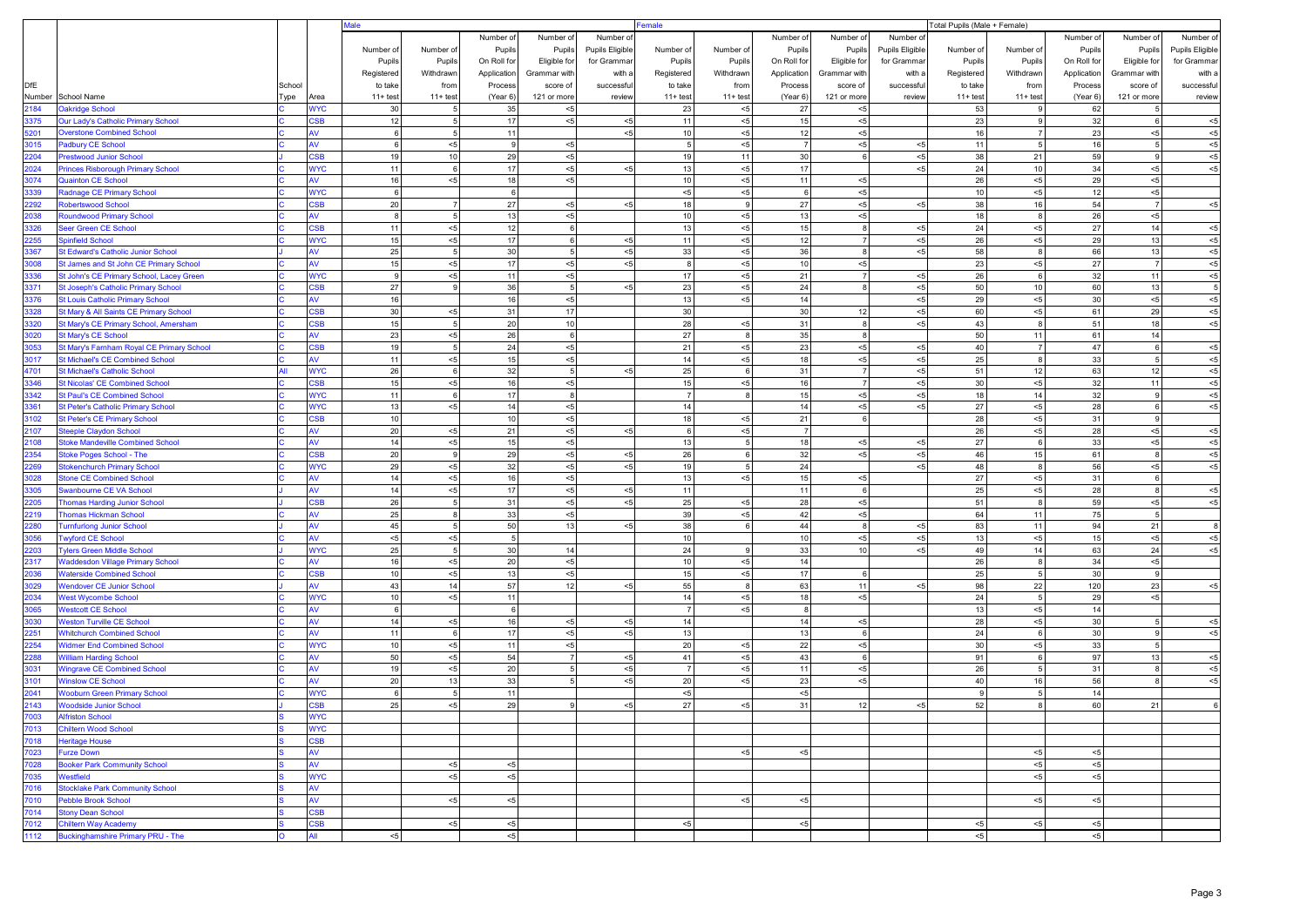| DfE Number | School Name | School Type | Area | Male | | | | | Female | | | | | Total Pupils (Male + Female) | | | | |
|---|---|---|---|---|---|---|---|---|---|---|---|---|---|---|---|---|---|---|
| | | | | Number of Pupils Registered to take 11+ test | Number of Pupils Withdrawn from 11+ test | Number of Pupils On Roll for Application Process (Year 6) | Number of Pupils Eligible for Grammar with score of 121 or more | Number of Pupils Eligible for Grammar with a successful review | Number of Pupils Registered to take 11+ test | Number of Pupils Withdrawn from 11+ test | Number of Pupils On Roll for Application Process (Year 6) | Number of Pupils Eligible for Grammar with score of 121 or more | Number of Pupils Eligible for Grammar with a successful review | Number of Pupils Registered to take 11+ test | Number of Pupils Withdrawn from 11+ test | Number of Pupils On Roll for Application Process (Year 6) | Number of Pupils Eligible for Grammar with score of 121 or more | Number of Pupils Eligible for Grammar with a successful review |
| 2184 | Oakridge School | C | WYC | 30 | 5 | 35 | <5 | | 23 | <5 | 27 | <5 | | 53 | 9 | 62 | 5 | |
| 3375 | Our Lady's Catholic Primary School | C | CSB | 12 | 5 | 17 | <5 | <5 | 11 | <5 | 15 | <5 | | 23 | 9 | 32 | 6 | <5 |
| 5201 | Overstone Combined School | C | AV | 6 | 5 | 11 | | <5 | 10 | <5 | 12 | <5 | | 16 | 7 | 23 | <5 | <5 |
| 3015 | Padbury CE School | C | AV | 6 | <5 | 9 | <5 | | 5 | <5 | 7 | <5 | <5 | 11 | 5 | 16 | 5 | <5 |
| 2204 | Prestwood Junior School | J | CSB | 19 | 10 | 29 | <5 | | 19 | 11 | 30 | 6 | <5 | 38 | 21 | 59 | 9 | <5 |
| 2024 | Princes Risborough Primary School | C | WYC | 11 | 6 | 17 | <5 | <5 | 13 | <5 | 17 | | <5 | 24 | 10 | 34 | <5 | <5 |
| 3074 | Quainton CE School | C | AV | 16 | <5 | 18 | <5 | | 10 | <5 | 11 | <5 | | 26 | <5 | 29 | <5 | |
| 3339 | Radnage CE Primary School | C | WYC | 6 | | 6 | | | <5 | <5 | 6 | <5 | | 10 | <5 | 12 | <5 | |
| 2292 | Robertswood School | C | CSB | 20 | 7 | 27 | <5 | <5 | 18 | 9 | 27 | <5 | <5 | 38 | 16 | 54 | 7 | <5 |
| 2038 | Roundwood Primary School | C | AV | 8 | 5 | 13 | <5 | | 10 | <5 | 13 | <5 | | 18 | 8 | 26 | <5 | |
| 3326 | Seer Green CE School | C | CSB | 11 | <5 | 12 | 6 | | 13 | <5 | 15 | 8 | <5 | 24 | <5 | 27 | 14 | <5 |
| 2255 | Spinfield School | C | WYC | 15 | <5 | 17 | 6 | <5 | 11 | <5 | 12 | 7 | <5 | 26 | <5 | 29 | 13 | <5 |
| 3367 | St Edward's Catholic Junior School | J | AV | 25 | 5 | 30 | 5 | <5 | 33 | <5 | 36 | 8 | <5 | 58 | 8 | 66 | 13 | <5 |
| 3008 | St James and St John CE Primary School | C | AV | 15 | <5 | 17 | <5 | <5 | 8 | <5 | 10 | <5 | | 23 | <5 | 27 | 7 | <5 |
| 3336 | St John's CE Primary School, Lacey Green | C | WYC | 9 | <5 | 11 | <5 | | 17 | <5 | 21 | 7 | <5 | 26 | 6 | 32 | 11 | <5 |
| 3371 | St Joseph's Catholic Primary School | C | CSB | 27 | 9 | 36 | 5 | <5 | 23 | <5 | 24 | 8 | <5 | 50 | 10 | 60 | 13 | 5 |
| 3376 | St Louis Catholic Primary School | C | AV | 16 | | 16 | <5 | | 13 | <5 | 14 | | <5 | 29 | <5 | 30 | <5 | <5 |
| 3328 | St Mary & All Saints CE Primary School | C | CSB | 30 | <5 | 31 | 17 | | 30 | | 30 | 12 | <5 | 60 | <5 | 61 | 29 | <5 |
| 3320 | St Mary's CE Primary School, Amersham | C | CSB | 15 | 5 | 20 | 10 | | 28 | <5 | 31 | 8 | <5 | 43 | 8 | 51 | 18 | <5 |
| 3020 | St Mary's CE School | C | AV | 23 | <5 | 26 | 6 | | 27 | 8 | 35 | 8 | | 50 | 11 | 61 | 14 | |
| 3053 | St Mary's Farnham Royal CE Primary School | C | CSB | 19 | 5 | 24 | <5 | | 21 | <5 | 23 | <5 | <5 | 40 | 7 | 47 | 6 | <5 |
| 3017 | St Michael's CE Combined School | C | AV | 11 | <5 | 15 | <5 | | 14 | <5 | 18 | <5 | <5 | 25 | 8 | 33 | 5 | <5 |
| 4701 | St Michael's Catholic School | All | WYC | 26 | 6 | 32 | 5 | <5 | 25 | 6 | 31 | 7 | <5 | 51 | 12 | 63 | 12 | <5 |
| 3346 | St Nicolas' CE Combined School | C | CSB | 15 | <5 | 16 | <5 | | 15 | <5 | 16 | 7 | <5 | 30 | <5 | 32 | 11 | <5 |
| 3342 | St Paul's CE Combined School | C | WYC | 11 | 6 | 17 | 8 | | 7 | 8 | 15 | <5 | <5 | 18 | 14 | 32 | 9 | <5 |
| 3361 | St Peter's Catholic Primary School | C | WYC | 13 | <5 | 14 | <5 | | 14 | | 14 | <5 | <5 | 27 | <5 | 28 | 6 | <5 |
| 3102 | St Peter's CE Primary School | C | CSB | 10 | | 10 | <5 | | 18 | <5 | 21 | 6 | | 28 | <5 | 31 | 9 | |
| 2107 | Steeple Claydon School | C | AV | 20 | <5 | 21 | <5 | <5 | 6 | <5 | 7 | | | 26 | <5 | 28 | <5 | <5 |
| 2108 | Stoke Mandeville Combined School | C | AV | 14 | <5 | 15 | <5 | | 13 | 5 | 18 | <5 | <5 | 27 | 6 | 33 | <5 | <5 |
| 2354 | Stoke Poges School - The | C | CSB | 20 | 9 | 29 | <5 | <5 | 26 | 6 | 32 | <5 | <5 | 46 | 15 | 61 | 8 | <5 |
| 2269 | Stokenchurch Primary School | C | WYC | 29 | <5 | 32 | <5 | <5 | 19 | 5 | 24 | | <5 | 48 | 8 | 56 | <5 | <5 |
| 3028 | Stone CE Combined School | C | AV | 14 | <5 | 16 | <5 | | 13 | <5 | 15 | <5 | | 27 | <5 | 31 | 6 | |
| 3305 | Swanbourne CE VA School | C | AV | 14 | <5 | 17 | <5 | <5 | 11 | | 11 | 6 | | 25 | <5 | 28 | 8 | <5 |
| 2205 | Thomas Harding Junior School | J | CSB | 26 | 5 | 31 | <5 | <5 | 25 | <5 | 28 | <5 | | 51 | 8 | 59 | <5 | <5 |
| 2219 | Thomas Hickman School | C | AV | 25 | 8 | 33 | <5 | | 39 | <5 | 42 | <5 | | 64 | 11 | 75 | 5 | |
| 2280 | Turnfurlong Junior School | J | AV | 45 | 5 | 50 | 13 | <5 | 38 | 6 | 44 | 8 | <5 | 83 | 11 | 94 | 21 | 8 |
| 3056 | Twyford CE School | C | AV | <5 | <5 | 5 | | | 10 | | 10 | <5 | <5 | 13 | <5 | 15 | <5 | <5 |
| 2203 | Tylers Green Middle School | J | WYC | 25 | 5 | 30 | 14 | | 24 | 9 | 33 | 10 | <5 | 49 | 14 | 63 | 24 | <5 |
| 2317 | Waddesdon Village Primary School | C | AV | 16 | <5 | 20 | <5 | | 10 | <5 | 14 | | | 26 | 8 | 34 | <5 | |
| 2036 | Waterside Combined School | C | CSB | 10 | <5 | 13 | <5 | | 15 | <5 | 17 | 6 | | 25 | 5 | 30 | 9 | |
| 3029 | Wendover CE Junior School | J | AV | 43 | 14 | 57 | 12 | <5 | 55 | 8 | 63 | 11 | <5 | 98 | 22 | 120 | 23 | <5 |
| 2034 | West Wycombe School | C | WYC | 10 | <5 | 11 | | | 14 | <5 | 18 | <5 | | 24 | 5 | 29 | <5 | |
| 3065 | Westcott CE School | C | AV | 6 | | 6 | | | 7 | <5 | 8 | | | 13 | <5 | 14 | | |
| 3030 | Weston Turville CE School | C | AV | 14 | <5 | 16 | <5 | <5 | 14 | | 14 | <5 | | 28 | <5 | 30 | 5 | <5 |
| 2251 | Whitchurch Combined School | C | AV | 11 | 6 | 17 | <5 | <5 | 13 | | 13 | 6 | | 24 | 6 | 30 | 9 | <5 |
| 2254 | Widmer End Combined School | C | WYC | 10 | <5 | 11 | <5 | | 20 | <5 | 22 | <5 | | 30 | <5 | 33 | 5 | |
| 2288 | William Harding School | C | AV | 50 | <5 | 54 | 7 | <5 | 41 | <5 | 43 | 6 | | 91 | 6 | 97 | 13 | <5 |
| 3031 | Wingrave CE Combined School | C | AV | 19 | <5 | 20 | 5 | <5 | 7 | <5 | 11 | <5 | | 26 | 5 | 31 | 8 | <5 |
| 3101 | Winslow CE School | C | AV | 20 | 13 | 33 | 5 | <5 | 20 | <5 | 23 | <5 | | 40 | 16 | 56 | 8 | <5 |
| 2041 | Wooburn Green Primary School | C | WYC | 6 | 5 | 11 | | | <5 | | <5 | | | 9 | 5 | 14 | | |
| 2143 | Woodside Junior School | J | CSB | 25 | <5 | 29 | 9 | <5 | 27 | <5 | 31 | 12 | <5 | 52 | 8 | 60 | 21 | 6 |
| 7003 | Alfriston School | S | WYC | | | | | | | | | | | | | | | |
| 7013 | Chiltern Wood School | S | WYC | | | | | | | | | | | | | | | |
| 7018 | Heritage House | S | CSB | | | | | | | | | | | | | | | |
| 7023 | Furze Down | S | AV | | | | | | | <5 | <5 | | | | <5 | <5 | | |
| 7028 | Booker Park Community School | S | AV | | <5 | <5 | | | | | | | | | <5 | <5 | | |
| 7035 | Westfield | S | WYC | | <5 | <5 | | | | | | | | | <5 | <5 | | |
| 7016 | Stocklake Park Community School | S | AV | | | | | | | | | | | | | | | |
| 7010 | Pebble Brook School | S | AV | | <5 | <5 | | | | <5 | <5 | | | | <5 | <5 | | |
| 7014 | Stony Dean School | S | CSB | | | | | | | | | | | | | | | |
| 7012 | Chiltern Way Academy | S | CSB | | <5 | <5 | | | <5 | | <5 | | | <5 | <5 | <5 | | |
| 1112 | Buckinghamshire Primary PRU - The | O | All | <5 | | <5 | | | | | | | | <5 | | <5 | | |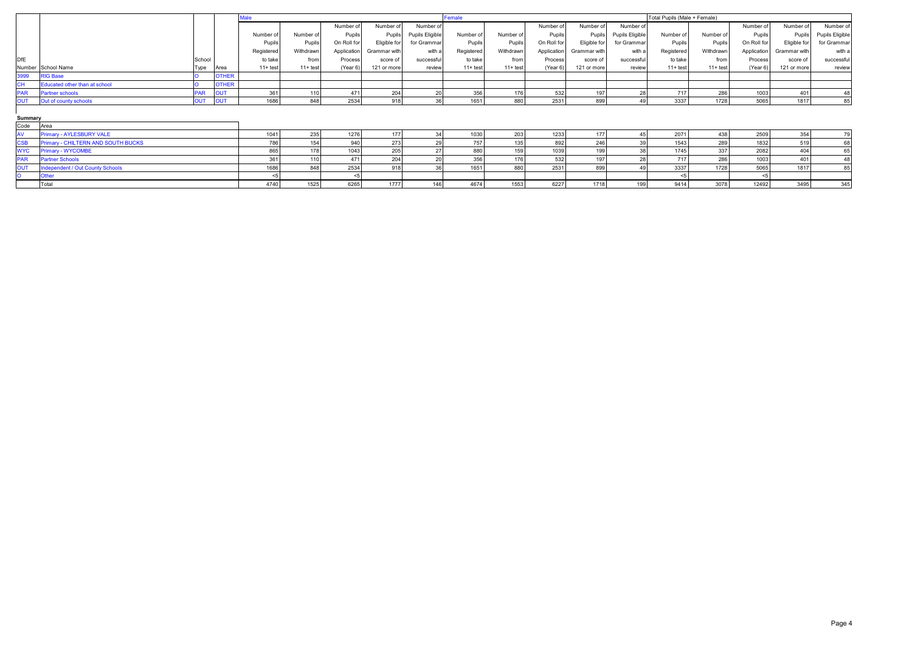| DfE Number | School Name | School Type | Area | Male | | | | | Female | | | | | Total Pupils (Male + Female) | | | | |
|---|---|---|---|---|---|---|---|---|---|---|---|---|---|---|---|---|---|---|
| | | | | Number of Pupils Registered to take 11+ test | Number of Pupils Withdrawn from 11+ test | Number of Pupils On Roll for Application Process (Year 6) | Number of Pupils Eligible for Grammar with score of 121 or more | Number of Pupils Eligible for Grammar with a successful review | Number of Pupils Registered to take 11+ test | Number of Pupils Withdrawn from 11+ test | Number of Pupils On Roll for Application Process (Year 6) | Number of Pupils Eligible for Grammar with score of 121 or more | Number of Pupils Eligible for Grammar with a successful review | Number of Pupils Registered to take 11+ test | Number of Pupils Withdrawn from 11+ test | Number of Pupils On Roll for Application Process (Year 6) | Number of Pupils Eligible for Grammar with score of 121 or more | Number of Pupils Eligible for Grammar with a successful review |
| 3999 | RIG Base | O | OTHER | | | | | | | | | | | | | | | |
| CH | Educated other than at school | O | OTHER | | | | | | | | | | | | | | | |
| PAR | Partner schools | PAR | OUT | 361 | 110 | 471 | 204 | 20 | 356 | 176 | 532 | 197 | 28 | 717 | 286 | 1003 | 401 | 48 |
| OUT | Out of county schools | OUT | OUT | 1686 | 848 | 2534 | 918 | 36 | 1651 | 880 | 2531 | 899 | 49 | 3337 | 1728 | 5065 | 1817 | 85 |

**Summary**

| Code | Area | | | | | | | | | | | | | | | |
|---|---|---|---|---|---|---|---|---|---|---|---|---|---|---|---|---|
| AV | Primary - AYLESBURY VALE | 1041 | 235 | 1276 | 177 | 34 | 1030 | 203 | 1233 | 177 | 45 | 2071 | 438 | 2509 | 354 | 79 |
| CSB | Primary - CHILTERN AND SOUTH BUCKS | 786 | 154 | 940 | 273 | 29 | 757 | 135 | 892 | 246 | 39 | 1543 | 289 | 1832 | 519 | 68 |
| WYC | Primary - WYCOMBE | 865 | 178 | 1043 | 205 | 27 | 880 | 159 | 1039 | 199 | 38 | 1745 | 337 | 2082 | 404 | 65 |
| PAR | Partner Schools | 361 | 110 | 471 | 204 | 20 | 356 | 176 | 532 | 197 | 28 | 717 | 286 | 1003 | 401 | 48 |
| OUT | Independent / Out County Schools | 1686 | 848 | 2534 | 918 | 36 | 1651 | 880 | 2531 | 899 | 49 | 3337 | 1728 | 5065 | 1817 | 85 |
| O | Other | <5 | | <5 | | | | | | | | <5 | | <5 | | |
| | Total | 4740 | 1525 | 6265 | 1777 | 146 | 4674 | 1553 | 6227 | 1718 | 199 | 9414 | 3078 | 12492 | 3495 | 345 |